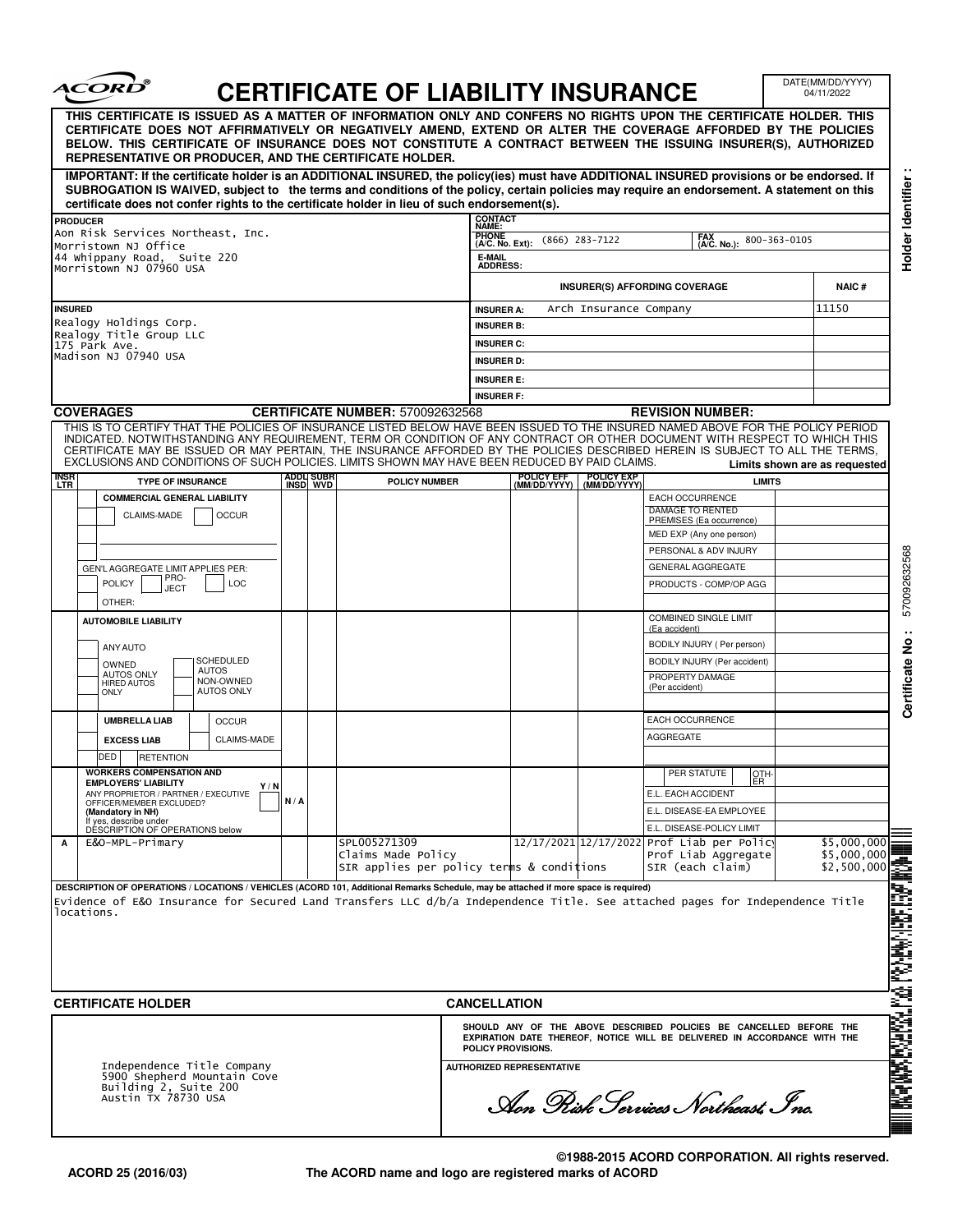# ACORD® CERTIFICATE OF LIABILITY INSURANCE

DATE(MM/DD/YYYY) 04/11/2022

**THIS CERTIFICATE IS ISSUED AS A MATTER OF INFORMATION ONLY AND CONFERS NO RIGHTS UPON THE CERTIFICATE HOLDER. THIS CERTIFICATE DOES NOT AFFIRMATIVELY OR NEGATIVELY AMEND, EXTEND OR ALTER THE COVERAGE AFFORDED BY THE POLICIES BELOW. THIS CERTIFICATE OF INSURANCE DOES NOT CONSTITUTE A CONTRACT BETWEEN THE ISSUING INSURER(S), AUTHORIZED REPRESENTATIVE OR PRODUCER, AND THE CERTIFICATE HOLDER.**

**IMPORTANT: If the certificate holder is an ADDITIONAL INSURED, the policy(ies) must have ADDITIONAL INSURED provisions or be endorsed. If SUBROGATION IS WAIVED, subject to the terms and conditions of the policy, certain policies may require an endorsement. A statement on this certificate does not confer rights to the certificate holder in lieu of such endorsement(s).**

**PRODUCER**
Aon Risk Services Northeast, Inc.
Morristown NJ Office
44 Whippany Road, Suite 220
Morristown NJ 07960 USA

**CONTACT NAME:**
**PHONE (A/C. No. Ext):** (866) 283-7122 **FAX (A/C. No.):** 800-363-0105
**E-MAIL ADDRESS:**

| INSURER(S) AFFORDING COVERAGE | | NAIC # |
|---|---|---|
| INSURER A: | Arch Insurance Company | 11150 |
| INSURER B: | | |
| INSURER C: | | |
| INSURER D: | | |
| INSURER E: | | |
| INSURER F: | | |

**INSURED**
Realogy Holdings Corp.
Realogy Title Group LLC
175 Park Ave.
Madison NJ 07940 USA

## COVERAGES

**CERTIFICATE NUMBER:** 570092632568 **REVISION NUMBER:**

THIS IS TO CERTIFY THAT THE POLICIES OF INSURANCE LISTED BELOW HAVE BEEN ISSUED TO THE INSURED NAMED ABOVE FOR THE POLICY PERIOD INDICATED. NOTWITHSTANDING ANY REQUIREMENT, TERM OR CONDITION OF ANY CONTRACT OR OTHER DOCUMENT WITH RESPECT TO WHICH THIS CERTIFICATE MAY BE ISSUED OR MAY PERTAIN, THE INSURANCE AFFORDED BY THE POLICIES DESCRIBED HEREIN IS SUBJECT TO ALL THE TERMS, EXCLUSIONS AND CONDITIONS OF SUCH POLICIES. LIMITS SHOWN MAY HAVE BEEN REDUCED BY PAID CLAIMS.

**Limits shown are as requested**

| INSR LTR | TYPE OF INSURANCE | ADDL INSD | SUBR WVD | POLICY NUMBER | POLICY EFF (MM/DD/YYYY) | POLICY EXP (MM/DD/YYYY) | LIMITS | |
|---|---|---|---|---|---|---|---|---|
| | COMMERCIAL GENERAL LIABILITY<br>CLAIMS-MADE / OCCUR<br>GEN'L AGGREGATE LIMIT APPLIES PER: POLICY / PRO-JECT / LOC<br>OTHER: | | | | | | EACH OCCURRENCE | |
| | | | | | | | DAMAGE TO RENTED PREMISES (Ea occurrence) | |
| | | | | | | | MED EXP (Any one person) | |
| | | | | | | | PERSONAL & ADV INJURY | |
| | | | | | | | GENERAL AGGREGATE | |
| | | | | | | | PRODUCTS - COMP/OP AGG | |
| | AUTOMOBILE LIABILITY<br>ANY AUTO<br>OWNED AUTOS ONLY / SCHEDULED AUTOS<br>HIRED AUTOS ONLY / NON-OWNED AUTOS ONLY | | | | | | COMBINED SINGLE LIMIT (Ea accident) | |
| | | | | | | | BODILY INJURY ( Per person) | |
| | | | | | | | BODILY INJURY (Per accident) | |
| | | | | | | | PROPERTY DAMAGE (Per accident) | |
| | UMBRELLA LIAB / OCCUR<br>EXCESS LIAB / CLAIMS-MADE<br>DED / RETENTION | | | | | | EACH OCCURRENCE | |
| | | | | | | | AGGREGATE | |
| | WORKERS COMPENSATION AND EMPLOYERS' LIABILITY Y/N<br>ANY PROPRIETOR / PARTNER / EXECUTIVE OFFICER/MEMBER EXCLUDED? (Mandatory in NH)<br>If yes, describe under DESCRIPTION OF OPERATIONS below | N / A | | | | | PER STATUTE / OTH-ER | |
| | | | | | | | E.L. EACH ACCIDENT | |
| | | | | | | | E.L. DISEASE-EA EMPLOYEE | |
| | | | | | | | E.L. DISEASE-POLICY LIMIT | |
| A | E&O-MPL-Primary | | | SPL005271309<br>Claims Made Policy<br>SIR applies per policy terms & conditions | 12/17/2021 | 12/17/2022 | Prof Liab per Policy | $5,000,000 |
| | | | | | | | Prof Liab Aggregate | $5,000,000 |
| | | | | | | | SIR (each claim) | $2,500,000 |

**DESCRIPTION OF OPERATIONS / LOCATIONS / VEHICLES (ACORD 101, Additional Remarks Schedule, may be attached if more space is required)**

Evidence of E&O Insurance for Secured Land Transfers LLC d/b/a Independence Title. See attached pages for Independence Title locations.

## CERTIFICATE HOLDER

Independence Title Company
5900 Shepherd Mountain Cove
Building 2, Suite 200
Austin TX 78730 USA

## CANCELLATION

**SHOULD ANY OF THE ABOVE DESCRIBED POLICIES BE CANCELLED BEFORE THE EXPIRATION DATE THEREOF, NOTICE WILL BE DELIVERED IN ACCORDANCE WITH THE POLICY PROVISIONS.**

**AUTHORIZED REPRESENTATIVE**

*Aon Risk Services Northeast, Inc.*

©1988-2015 ACORD CORPORATION. All rights reserved.

ACORD 25 (2016/03) The ACORD name and logo are registered marks of ACORD

Holder Identifier :

Certificate No : 570092632568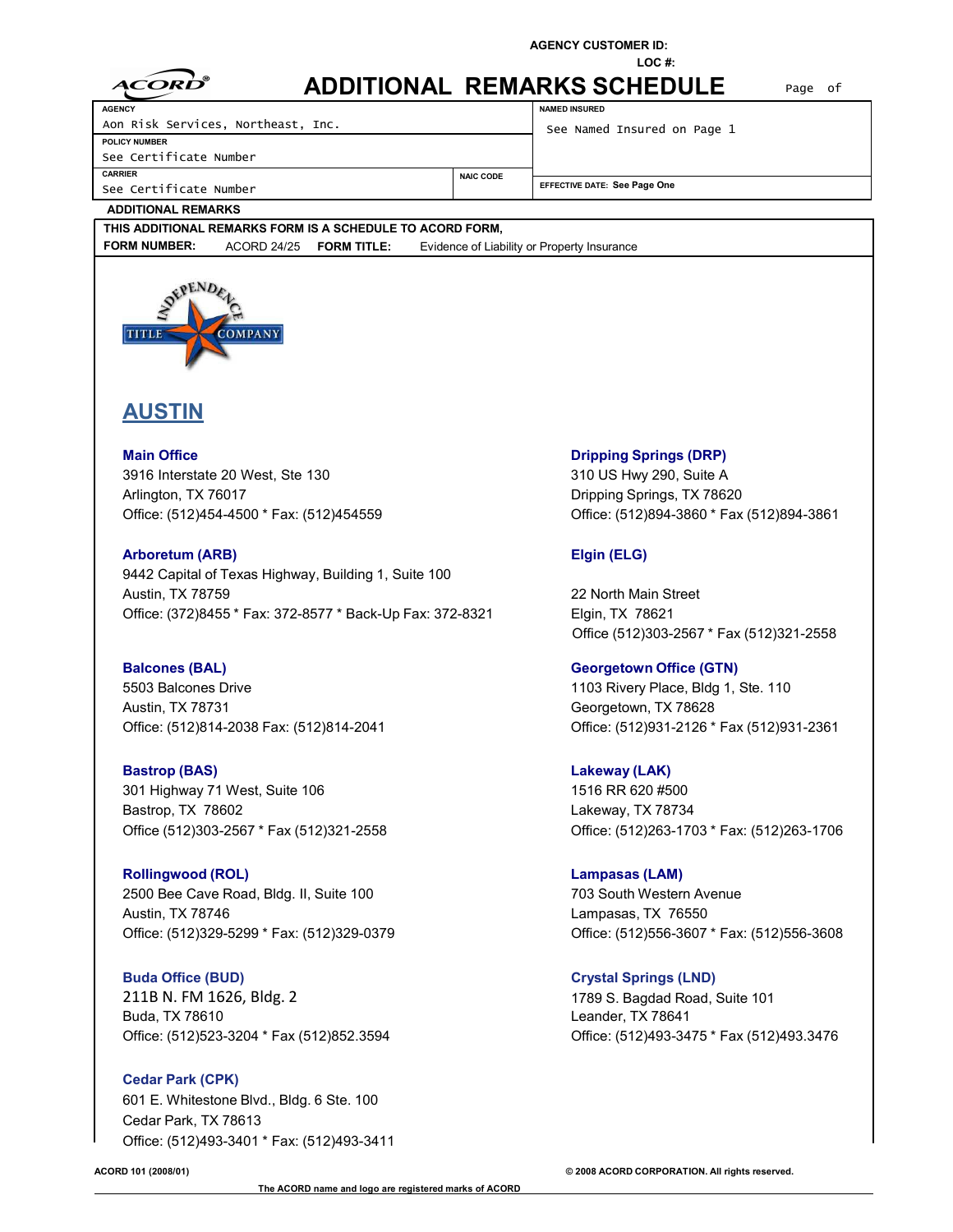**AGENCY CUSTOMER ID:**
**LOC #:**

# ADDITIONAL REMARKS SCHEDULE

| AGENCY | NAMED INSURED |
|---|---|
| Aon Risk Services, Northeast, Inc. | See Named Insured on Page 1 |
| **POLICY NUMBER** | |
| See Certificate Number | |
| **CARRIER** / **NAIC CODE** | **EFFECTIVE DATE:** See Page One |
| See Certificate Number | |

**ADDITIONAL REMARKS**

**THIS ADDITIONAL REMARKS FORM IS A SCHEDULE TO ACORD FORM,**
**FORM NUMBER:** ACORD 24/25 **FORM TITLE:** Evidence of Liability or Property Insurance

INDEPENDENCE TITLE COMPANY

## AUSTIN

**Main Office**
3916 Interstate 20 West, Ste 130
Arlington, TX 76017
Office: (512)454-4500 * Fax: (512)454559

**Arboretum (ARB)**
9442 Capital of Texas Highway, Building 1, Suite 100
Austin, TX 78759
Office: (372)8455 * Fax: 372-8577 * Back-Up Fax: 372-8321

**Balcones (BAL)**
5503 Balcones Drive
Austin, TX 78731
Office: (512)814-2038 Fax: (512)814-2041

**Bastrop (BAS)**
301 Highway 71 West, Suite 106
Bastrop, TX 78602
Office (512)303-2567 * Fax (512)321-2558

**Rollingwood (ROL)**
2500 Bee Cave Road, Bldg. II, Suite 100
Austin, TX 78746
Office: (512)329-5299 * Fax: (512)329-0379

**Buda Office (BUD)**
211B N. FM 1626, Bldg. 2
Buda, TX 78610
Office: (512)523-3204 * Fax (512)852.3594

**Cedar Park (CPK)**
601 E. Whitestone Blvd., Bldg. 6 Ste. 100
Cedar Park, TX 78613
Office: (512)493-3401 * Fax: (512)493-3411

**Dripping Springs (DRP)**
310 US Hwy 290, Suite A
Dripping Springs, TX 78620
Office: (512)894-3860 * Fax (512)894-3861

**Elgin (ELG)**
22 North Main Street
Elgin, TX 78621
Office (512)303-2567 * Fax (512)321-2558

**Georgetown Office (GTN)**
1103 Rivery Place, Bldg 1, Ste. 110
Georgetown, TX 78628
Office: (512)931-2126 * Fax (512)931-2361

**Lakeway (LAK)**
1516 RR 620 #500
Lakeway, TX 78734
Office: (512)263-1703 * Fax: (512)263-1706

**Lampasas (LAM)**
703 South Western Avenue
Lampasas, TX 76550
Office: (512)556-3607 * Fax: (512)556-3608

**Crystal Springs (LND)**
1789 S. Bagdad Road, Suite 101
Leander, TX 78641
Office: (512)493-3475 * Fax (512)493.3476

ACORD 101 (2008/01) © 2008 ACORD CORPORATION. All rights reserved.
The ACORD name and logo are registered marks of ACORD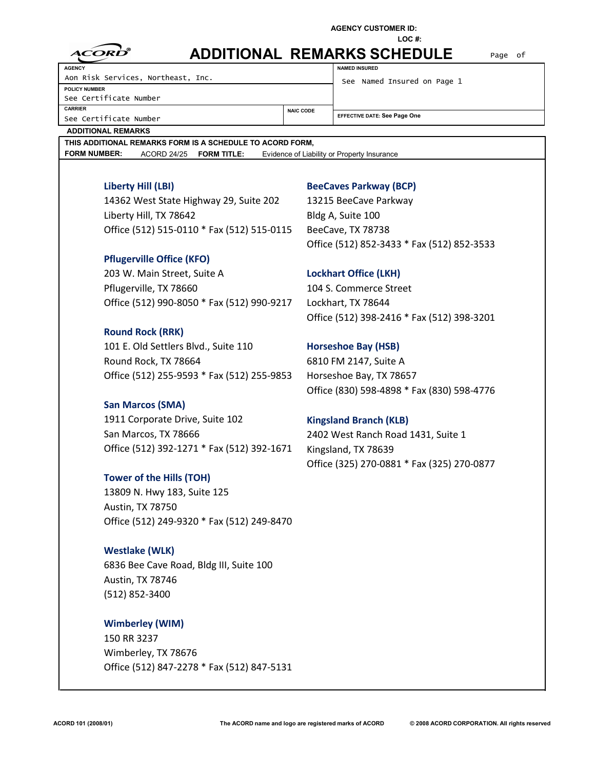AGENCY CUSTOMER ID:
LOC #:

# ADDITIONAL REMARKS SCHEDULE

Page of

| AGENCY | | NAMED INSURED |
|---|---|---|
| Aon Risk Services, Northeast, Inc. | | See Named Insured on Page 1 |
| POLICY NUMBER<br>See Certificate Number | | |
| CARRIER<br>See Certificate Number | NAIC CODE | EFFECTIVE DATE: See Page One |

**ADDITIONAL REMARKS**

**THIS ADDITIONAL REMARKS FORM IS A SCHEDULE TO ACORD FORM,**
**FORM NUMBER:** ACORD 24/25 **FORM TITLE:** Evidence of Liability or Property Insurance

**Liberty Hill (LBI)**
14362 West State Highway 29, Suite 202
Liberty Hill, TX 78642
Office (512) 515-0110 * Fax (512) 515-0115

**Pflugerville Office (KFO)**
203 W. Main Street, Suite A
Pflugerville, TX 78660
Office (512) 990-8050 * Fax (512) 990-9217

**Round Rock (RRK)**
101 E. Old Settlers Blvd., Suite 110
Round Rock, TX 78664
Office (512) 255-9593 * Fax (512) 255-9853

**San Marcos (SMA)**
1911 Corporate Drive, Suite 102
San Marcos, TX 78666
Office (512) 392-1271 * Fax (512) 392-1671

**Tower of the Hills (TOH)**
13809 N. Hwy 183, Suite 125
Austin, TX 78750
Office (512) 249-9320 * Fax (512) 249-8470

**Westlake (WLK)**
6836 Bee Cave Road, Bldg III, Suite 100
Austin, TX 78746
(512) 852-3400

**Wimberley (WIM)**
150 RR 3237
Wimberley, TX 78676
Office (512) 847-2278 * Fax (512) 847-5131

**BeeCaves Parkway (BCP)**
13215 BeeCave Parkway
Bldg A, Suite 100
BeeCave, TX 78738
Office (512) 852-3433 * Fax (512) 852-3533

**Lockhart Office (LKH)**
104 S. Commerce Street
Lockhart, TX 78644
Office (512) 398-2416 * Fax (512) 398-3201

**Horseshoe Bay (HSB)**
6810 FM 2147, Suite A
Horseshoe Bay, TX 78657
Office (830) 598-4898 * Fax (830) 598-4776

**Kingsland Branch (KLB)**
2402 West Ranch Road 1431, Suite 1
Kingsland, TX 78639
Office (325) 270-0881 * Fax (325) 270-0877

ACORD 101 (2008/01) The ACORD name and logo are registered marks of ACORD © 2008 ACORD CORPORATION. All rights reserved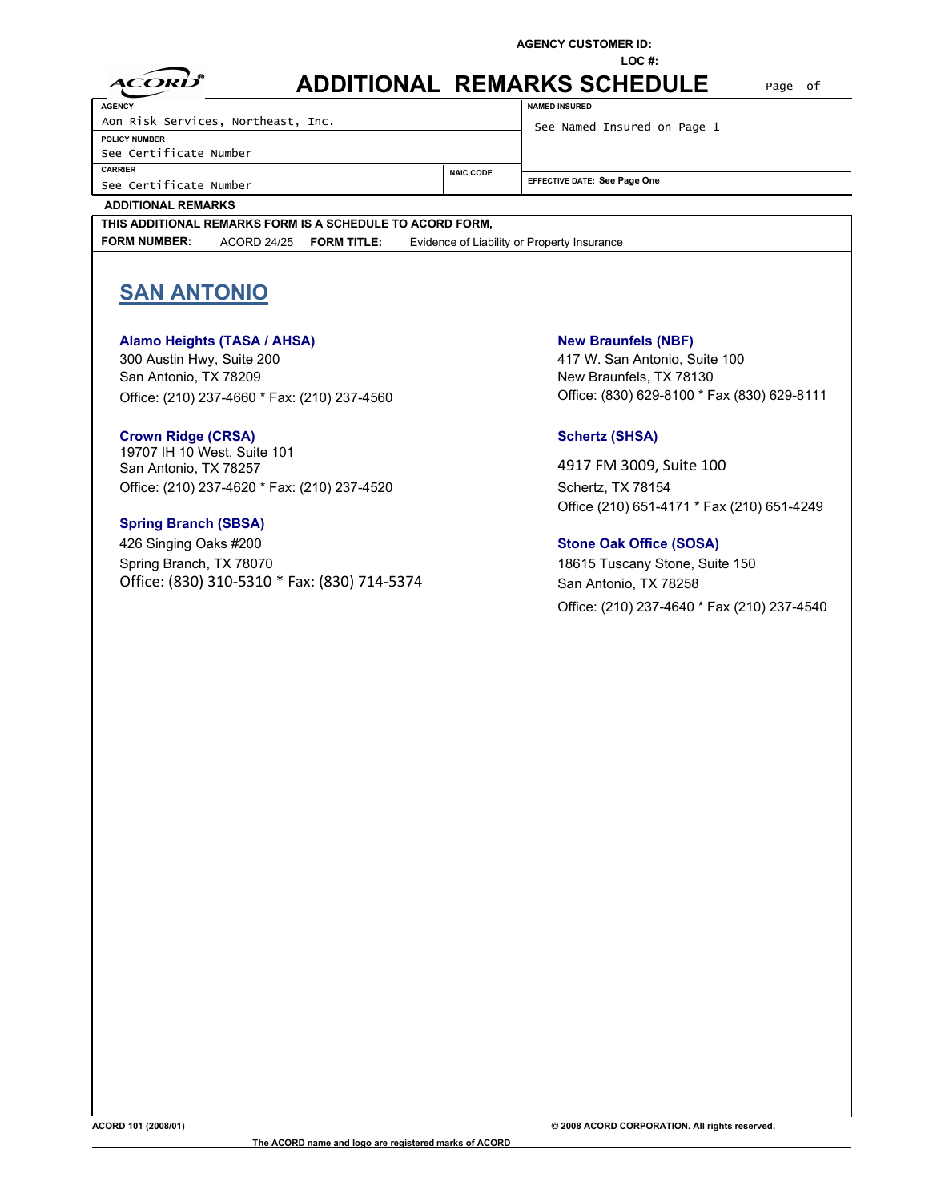AGENCY CUSTOMER ID:

LOC #:

# ADDITIONAL REMARKS SCHEDULE

| AGENCY | | NAMED INSURED |
|---|---|---|
| Aon Risk Services, Northeast, Inc. | | See Named Insured on Page 1 |
| POLICY NUMBER | | |
| See Certificate Number | | |
| CARRIER | NAIC CODE | EFFECTIVE DATE: See Page One |
| See Certificate Number | | |

**ADDITIONAL REMARKS**

**THIS ADDITIONAL REMARKS FORM IS A SCHEDULE TO ACORD FORM,**

**FORM NUMBER:** ACORD 24/25 **FORM TITLE:** Evidence of Liability or Property Insurance

## SAN ANTONIO

### Alamo Heights (TASA / AHSA)
300 Austin Hwy, Suite 200
San Antonio, TX 78209
Office: (210) 237-4660 * Fax: (210) 237-4560

### Crown Ridge (CRSA)
19707 IH 10 West, Suite 101
San Antonio, TX 78257
Office: (210) 237-4620 * Fax: (210) 237-4520

### Spring Branch (SBSA)
426 Singing Oaks #200
Spring Branch, TX 78070
Office: (830) 310-5310 * Fax: (830) 714-5374

### New Braunfels (NBF)
417 W. San Antonio, Suite 100
New Braunfels, TX 78130
Office: (830) 629-8100 * Fax (830) 629-8111

### Schertz (SHSA)
4917 FM 3009, Suite 100
Schertz, TX 78154
Office (210) 651-4171 * Fax (210) 651-4249

### Stone Oak Office (SOSA)
18615 Tuscany Stone, Suite 150
San Antonio, TX 78258
Office: (210) 237-4640 * Fax (210) 237-4540

ACORD 101 (2008/01) © 2008 ACORD CORPORATION. All rights reserved.

The ACORD name and logo are registered marks of ACORD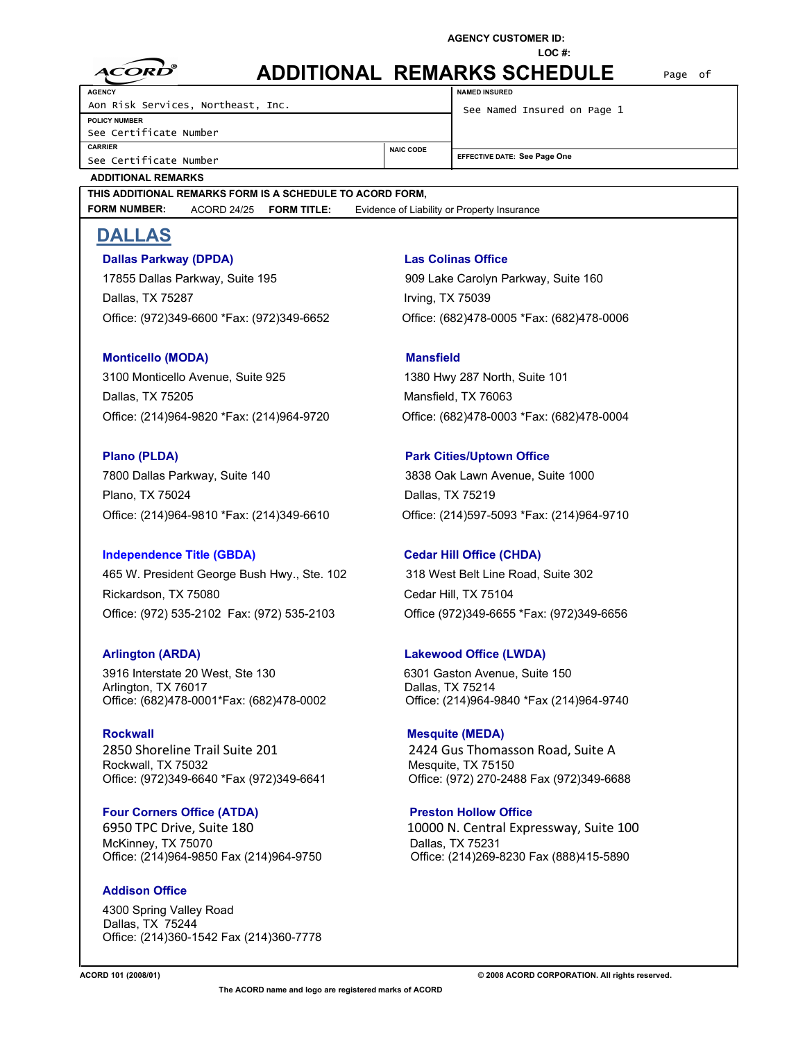**AGENCY CUSTOMER ID:**
**LOC #:**

# ADDITIONAL REMARKS SCHEDULE

| AGENCY | NAMED INSURED |
|---|---|
| Aon Risk Services, Northeast, Inc. | See Named Insured on Page 1 |
| POLICY NUMBER | |
| See Certificate Number | |
| CARRIER / NAIC CODE | EFFECTIVE DATE: See Page One |
| See Certificate Number | |

**ADDITIONAL REMARKS**

**THIS ADDITIONAL REMARKS FORM IS A SCHEDULE TO ACORD FORM,**
**FORM NUMBER:** ACORD 24/25 **FORM TITLE:** Evidence of Liability or Property Insurance

## DALLAS

**Dallas Parkway (DPDA)**
17855 Dallas Parkway, Suite 195
Dallas, TX 75287
Office: (972)349-6600 *Fax: (972)349-6652

**Las Colinas Office**
909 Lake Carolyn Parkway, Suite 160
Irving, TX 75039
Office: (682)478-0005 *Fax: (682)478-0006

**Monticello (MODA)**
3100 Monticello Avenue, Suite 925
Dallas, TX 75205
Office: (214)964-9820 *Fax: (214)964-9720

**Mansfield**
1380 Hwy 287 North, Suite 101
Mansfield, TX 76063
Office: (682)478-0003 *Fax: (682)478-0004

**Plano (PLDA)**
7800 Dallas Parkway, Suite 140
Plano, TX 75024
Office: (214)964-9810 *Fax: (214)349-6610

**Park Cities/Uptown Office**
3838 Oak Lawn Avenue, Suite 1000
Dallas, TX 75219
Office: (214)597-5093 *Fax: (214)964-9710

**Independence Title (GBDA)**
465 W. President George Bush Hwy., Ste. 102
Rickardson, TX 75080
Office: (972) 535-2102 Fax: (972) 535-2103

**Cedar Hill Office (CHDA)**
318 West Belt Line Road, Suite 302
Cedar Hill, TX 75104
Office (972)349-6655 *Fax: (972)349-6656

**Arlington (ARDA)**
3916 Interstate 20 West, Ste 130
Arlington, TX 76017
Office: (682)478-0001*Fax: (682)478-0002

**Lakewood Office (LWDA)**
6301 Gaston Avenue, Suite 150
Dallas, TX 75214
Office: (214)964-9840 *Fax (214)964-9740

**Rockwall**
2850 Shoreline Trail Suite 201
Rockwall, TX 75032
Office: (972)349-6640 *Fax (972)349-6641

**Mesquite (MEDA)**
2424 Gus Thomasson Road, Suite A
Mesquite, TX 75150
Office: (972) 270-2488 Fax (972)349-6688

**Four Corners Office (ATDA)**
6950 TPC Drive, Suite 180
McKinney, TX 75070
Office: (214)964-9850 Fax (214)964-9750

**Preston Hollow Office**
10000 N. Central Expressway, Suite 100
Dallas, TX 75231
Office: (214)269-8230 Fax (888)415-5890

**Addison Office**
4300 Spring Valley Road
Dallas, TX 75244
Office: (214)360-1542 Fax (214)360-7778

ACORD 101 (2008/01) © 2008 ACORD CORPORATION. All rights reserved.

The ACORD name and logo are registered marks of ACORD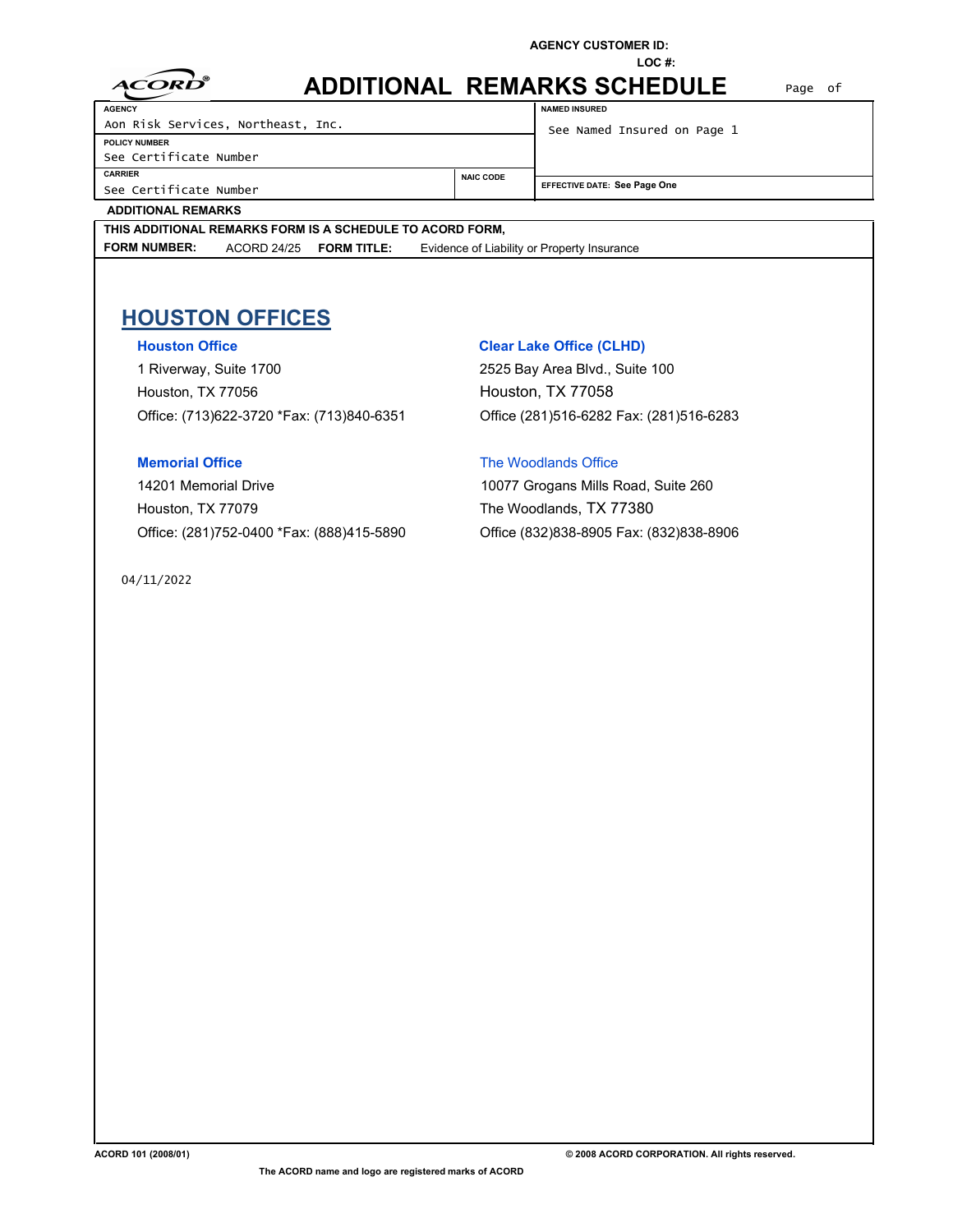AGENCY CUSTOMER ID:
LOC #:

# ADDITIONAL REMARKS SCHEDULE

Page of

| | |
|---|---|
| **AGENCY** Aon Risk Services, Northeast, Inc. | **NAMED INSURED** See Named Insured on Page 1 |
| **POLICY NUMBER** See Certificate Number | |
| **CARRIER** See Certificate Number / **NAIC CODE** | **EFFECTIVE DATE:** See Page One |

**ADDITIONAL REMARKS**

**THIS ADDITIONAL REMARKS FORM IS A SCHEDULE TO ACORD FORM,**
**FORM NUMBER:** ACORD 24/25 **FORM TITLE:** Evidence of Liability or Property Insurance

## HOUSTON OFFICES

### Houston Office
1 Riverway, Suite 1700
Houston, TX 77056
Office: (713)622-3720 *Fax: (713)840-6351

### Clear Lake Office (CLHD)
2525 Bay Area Blvd., Suite 100
Houston, TX 77058
Office (281)516-6282 Fax: (281)516-6283

### Memorial Office
14201 Memorial Drive
Houston, TX 77079
Office: (281)752-0400 *Fax: (888)415-5890

### The Woodlands Office
10077 Grogans Mills Road, Suite 260
The Woodlands, TX 77380
Office (832)838-8905 Fax: (832)838-8906

04/11/2022

ACORD 101 (2008/01) © 2008 ACORD CORPORATION. All rights reserved.

The ACORD name and logo are registered marks of ACORD